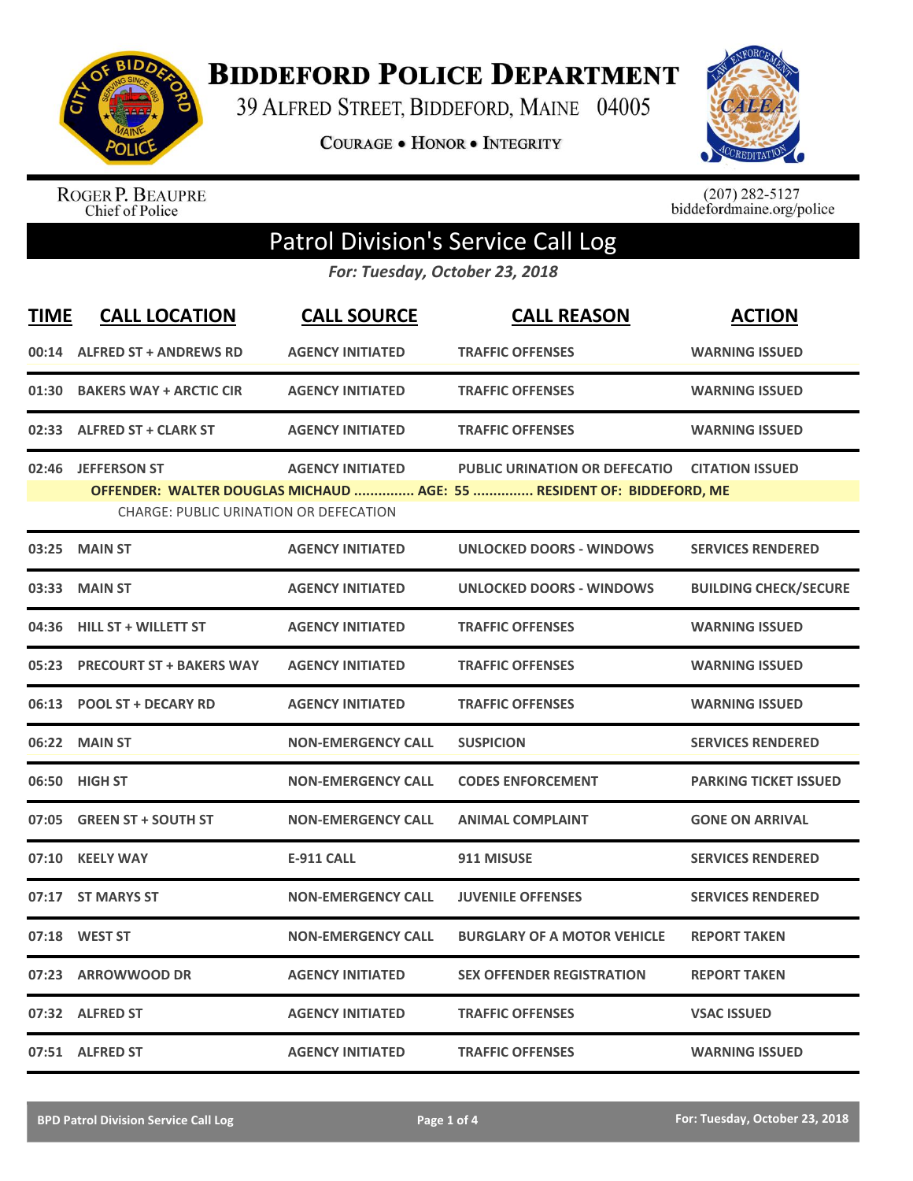# Biddeford Police Department

39 Alfred Street, Biddeford, Maine 04005

Courage • Honor • Integrity

Roger P. Beaupre
Chief of Police

(207) 282-5127
biddefordmaine.org/police

## Patrol Division's Service Call Log

*For: Tuesday, October 23, 2018*

| TIME | CALL LOCATION | CALL SOURCE | CALL REASON | ACTION |
|---|---|---|---|---|
| 00:14 | ALFRED ST + ANDREWS RD | AGENCY INITIATED | TRAFFIC OFFENSES | WARNING ISSUED |
| 01:30 | BAKERS WAY + ARCTIC CIR | AGENCY INITIATED | TRAFFIC OFFENSES | WARNING ISSUED |
| 02:33 | ALFRED ST + CLARK ST | AGENCY INITIATED | TRAFFIC OFFENSES | WARNING ISSUED |
| 02:46 | JEFFERSON ST | AGENCY INITIATED | PUBLIC URINATION OR DEFECATIO | CITATION ISSUED |
| | OFFENDER: WALTER DOUGLAS MICHAUD ............... AGE: 55 ............... RESIDENT OF: BIDDEFORD, ME | | | |
| | CHARGE: PUBLIC URINATION OR DEFECATION | | | |
| 03:25 | MAIN ST | AGENCY INITIATED | UNLOCKED DOORS - WINDOWS | SERVICES RENDERED |
| 03:33 | MAIN ST | AGENCY INITIATED | UNLOCKED DOORS - WINDOWS | BUILDING CHECK/SECURE |
| 04:36 | HILL ST + WILLETT ST | AGENCY INITIATED | TRAFFIC OFFENSES | WARNING ISSUED |
| 05:23 | PRECOURT ST + BAKERS WAY | AGENCY INITIATED | TRAFFIC OFFENSES | WARNING ISSUED |
| 06:13 | POOL ST + DECARY RD | AGENCY INITIATED | TRAFFIC OFFENSES | WARNING ISSUED |
| 06:22 | MAIN ST | NON-EMERGENCY CALL | SUSPICION | SERVICES RENDERED |
| 06:50 | HIGH ST | NON-EMERGENCY CALL | CODES ENFORCEMENT | PARKING TICKET ISSUED |
| 07:05 | GREEN ST + SOUTH ST | NON-EMERGENCY CALL | ANIMAL COMPLAINT | GONE ON ARRIVAL |
| 07:10 | KEELY WAY | E-911 CALL | 911 MISUSE | SERVICES RENDERED |
| 07:17 | ST MARYS ST | NON-EMERGENCY CALL | JUVENILE OFFENSES | SERVICES RENDERED |
| 07:18 | WEST ST | NON-EMERGENCY CALL | BURGLARY OF A MOTOR VEHICLE | REPORT TAKEN |
| 07:23 | ARROWWOOD DR | AGENCY INITIATED | SEX OFFENDER REGISTRATION | REPORT TAKEN |
| 07:32 | ALFRED ST | AGENCY INITIATED | TRAFFIC OFFENSES | VSAC ISSUED |
| 07:51 | ALFRED ST | AGENCY INITIATED | TRAFFIC OFFENSES | WARNING ISSUED |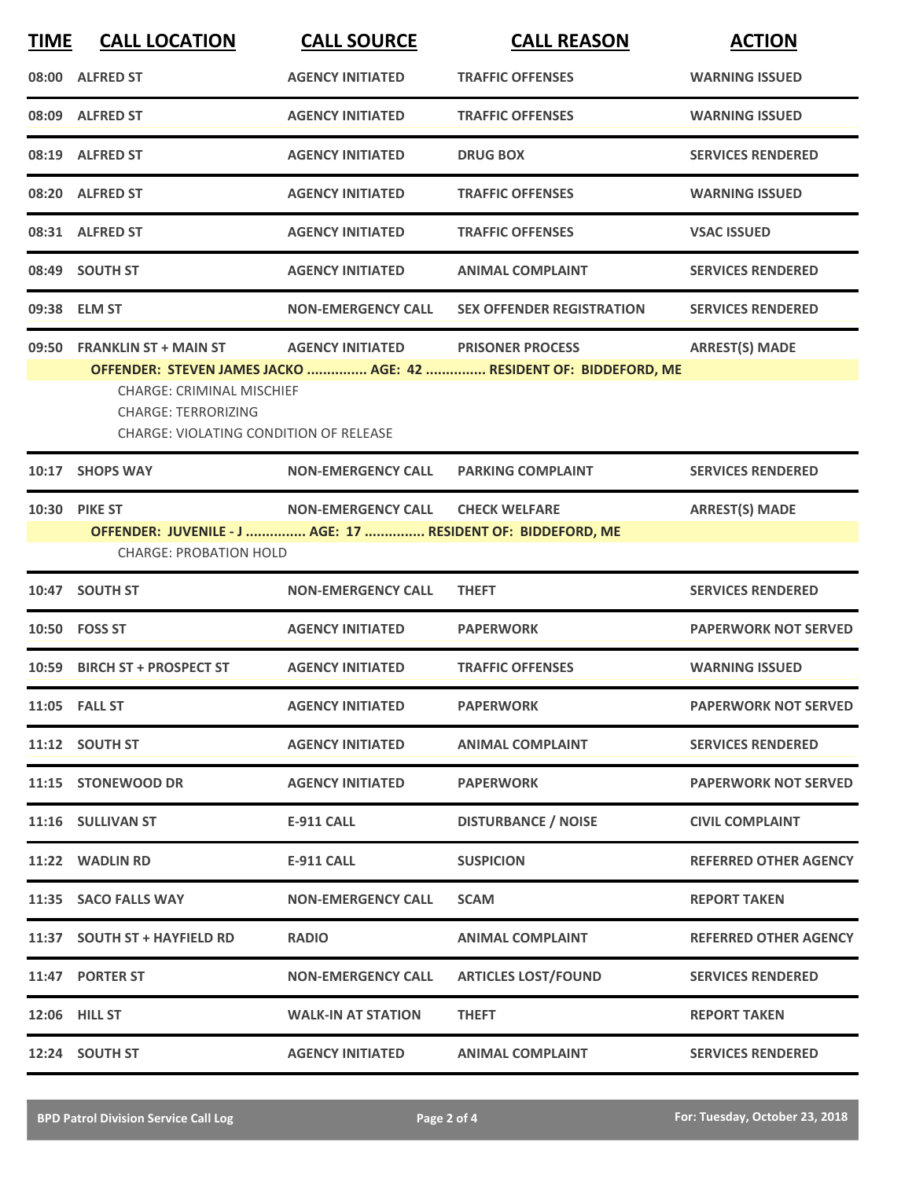| TIME | CALL LOCATION | CALL SOURCE | CALL REASON | ACTION |
|---|---|---|---|---|
| 08:00 | ALFRED ST | AGENCY INITIATED | TRAFFIC OFFENSES | WARNING ISSUED |
| 08:09 | ALFRED ST | AGENCY INITIATED | TRAFFIC OFFENSES | WARNING ISSUED |
| 08:19 | ALFRED ST | AGENCY INITIATED | DRUG BOX | SERVICES RENDERED |
| 08:20 | ALFRED ST | AGENCY INITIATED | TRAFFIC OFFENSES | WARNING ISSUED |
| 08:31 | ALFRED ST | AGENCY INITIATED | TRAFFIC OFFENSES | VSAC ISSUED |
| 08:49 | SOUTH ST | AGENCY INITIATED | ANIMAL COMPLAINT | SERVICES RENDERED |
| 09:38 | ELM ST | NON-EMERGENCY CALL | SEX OFFENDER REGISTRATION | SERVICES RENDERED |
| 09:50 | FRANKLIN ST + MAIN ST | AGENCY INITIATED | PRISONER PROCESS | ARREST(S) MADE |

**OFFENDER: STEVEN JAMES JACKO ............... AGE: 42 ............... RESIDENT OF: BIDDEFORD, ME**

CHARGE: CRIMINAL MISCHIEF
CHARGE: TERRORIZING
CHARGE: VIOLATING CONDITION OF RELEASE

| TIME | CALL LOCATION | CALL SOURCE | CALL REASON | ACTION |
|---|---|---|---|---|
| 10:17 | SHOPS WAY | NON-EMERGENCY CALL | PARKING COMPLAINT | SERVICES RENDERED |
| 10:30 | PIKE ST | NON-EMERGENCY CALL | CHECK WELFARE | ARREST(S) MADE |

**OFFENDER: JUVENILE - J ............... AGE: 17 ............... RESIDENT OF: BIDDEFORD, ME**

CHARGE: PROBATION HOLD

| TIME | CALL LOCATION | CALL SOURCE | CALL REASON | ACTION |
|---|---|---|---|---|
| 10:47 | SOUTH ST | NON-EMERGENCY CALL | THEFT | SERVICES RENDERED |
| 10:50 | FOSS ST | AGENCY INITIATED | PAPERWORK | PAPERWORK NOT SERVED |
| 10:59 | BIRCH ST + PROSPECT ST | AGENCY INITIATED | TRAFFIC OFFENSES | WARNING ISSUED |
| 11:05 | FALL ST | AGENCY INITIATED | PAPERWORK | PAPERWORK NOT SERVED |
| 11:12 | SOUTH ST | AGENCY INITIATED | ANIMAL COMPLAINT | SERVICES RENDERED |
| 11:15 | STONEWOOD DR | AGENCY INITIATED | PAPERWORK | PAPERWORK NOT SERVED |
| 11:16 | SULLIVAN ST | E-911 CALL | DISTURBANCE / NOISE | CIVIL COMPLAINT |
| 11:22 | WADLIN RD | E-911 CALL | SUSPICION | REFERRED OTHER AGENCY |
| 11:35 | SACO FALLS WAY | NON-EMERGENCY CALL | SCAM | REPORT TAKEN |
| 11:37 | SOUTH ST + HAYFIELD RD | RADIO | ANIMAL COMPLAINT | REFERRED OTHER AGENCY |
| 11:47 | PORTER ST | NON-EMERGENCY CALL | ARTICLES LOST/FOUND | SERVICES RENDERED |
| 12:06 | HILL ST | WALK-IN AT STATION | THEFT | REPORT TAKEN |
| 12:24 | SOUTH ST | AGENCY INITIATED | ANIMAL COMPLAINT | SERVICES RENDERED |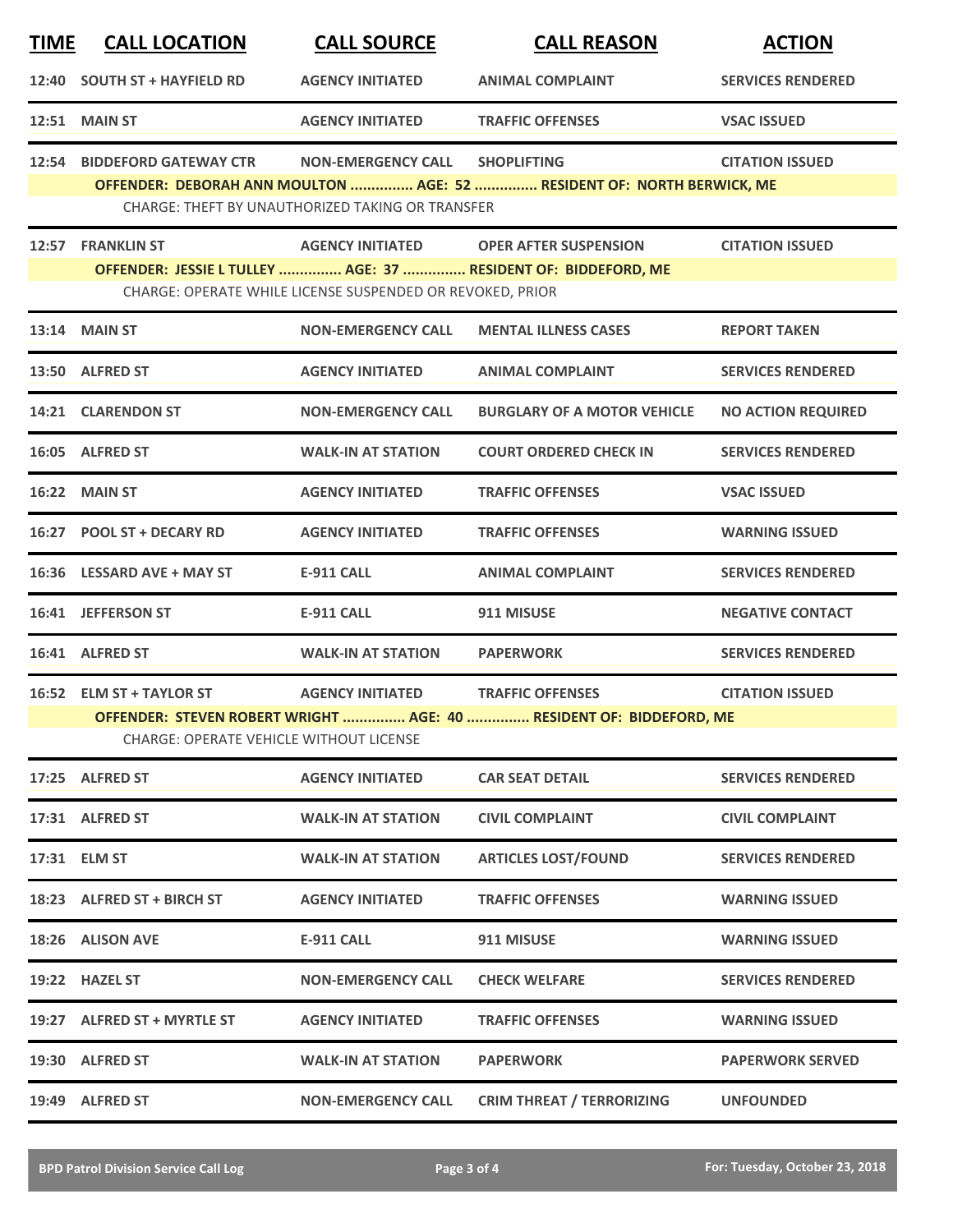| TIME | CALL LOCATION | CALL SOURCE | CALL REASON | ACTION |
|---|---|---|---|---|
| 12:40 | SOUTH ST + HAYFIELD RD | AGENCY INITIATED | ANIMAL COMPLAINT | SERVICES RENDERED |
| 12:51 | MAIN ST | AGENCY INITIATED | TRAFFIC OFFENSES | VSAC ISSUED |
| 12:54 | BIDDEFORD GATEWAY CTR | NON-EMERGENCY CALL | SHOPLIFTING | CITATION ISSUED |
| | OFFENDER: DEBORAH ANN MOULTON ............... AGE: 52 ............... RESIDENT OF: NORTH BERWICK, ME | | | |
| | CHARGE: THEFT BY UNAUTHORIZED TAKING OR TRANSFER | | | |
| 12:57 | FRANKLIN ST | AGENCY INITIATED | OPER AFTER SUSPENSION | CITATION ISSUED |
| | OFFENDER: JESSIE L TULLEY ............... AGE: 37 ............... RESIDENT OF: BIDDEFORD, ME | | | |
| | CHARGE: OPERATE WHILE LICENSE SUSPENDED OR REVOKED, PRIOR | | | |
| 13:14 | MAIN ST | NON-EMERGENCY CALL | MENTAL ILLNESS CASES | REPORT TAKEN |
| 13:50 | ALFRED ST | AGENCY INITIATED | ANIMAL COMPLAINT | SERVICES RENDERED |
| 14:21 | CLARENDON ST | NON-EMERGENCY CALL | BURGLARY OF A MOTOR VEHICLE | NO ACTION REQUIRED |
| 16:05 | ALFRED ST | WALK-IN AT STATION | COURT ORDERED CHECK IN | SERVICES RENDERED |
| 16:22 | MAIN ST | AGENCY INITIATED | TRAFFIC OFFENSES | VSAC ISSUED |
| 16:27 | POOL ST + DECARY RD | AGENCY INITIATED | TRAFFIC OFFENSES | WARNING ISSUED |
| 16:36 | LESSARD AVE + MAY ST | E-911 CALL | ANIMAL COMPLAINT | SERVICES RENDERED |
| 16:41 | JEFFERSON ST | E-911 CALL | 911 MISUSE | NEGATIVE CONTACT |
| 16:41 | ALFRED ST | WALK-IN AT STATION | PAPERWORK | SERVICES RENDERED |
| 16:52 | ELM ST + TAYLOR ST | AGENCY INITIATED | TRAFFIC OFFENSES | CITATION ISSUED |
| | OFFENDER: STEVEN ROBERT WRIGHT ............... AGE: 40 ............... RESIDENT OF: BIDDEFORD, ME | | | |
| | CHARGE: OPERATE VEHICLE WITHOUT LICENSE | | | |
| 17:25 | ALFRED ST | AGENCY INITIATED | CAR SEAT DETAIL | SERVICES RENDERED |
| 17:31 | ALFRED ST | WALK-IN AT STATION | CIVIL COMPLAINT | CIVIL COMPLAINT |
| 17:31 | ELM ST | WALK-IN AT STATION | ARTICLES LOST/FOUND | SERVICES RENDERED |
| 18:23 | ALFRED ST + BIRCH ST | AGENCY INITIATED | TRAFFIC OFFENSES | WARNING ISSUED |
| 18:26 | ALISON AVE | E-911 CALL | 911 MISUSE | WARNING ISSUED |
| 19:22 | HAZEL ST | NON-EMERGENCY CALL | CHECK WELFARE | SERVICES RENDERED |
| 19:27 | ALFRED ST + MYRTLE ST | AGENCY INITIATED | TRAFFIC OFFENSES | WARNING ISSUED |
| 19:30 | ALFRED ST | WALK-IN AT STATION | PAPERWORK | PAPERWORK SERVED |
| 19:49 | ALFRED ST | NON-EMERGENCY CALL | CRIM THREAT / TERRORIZING | UNFOUNDED |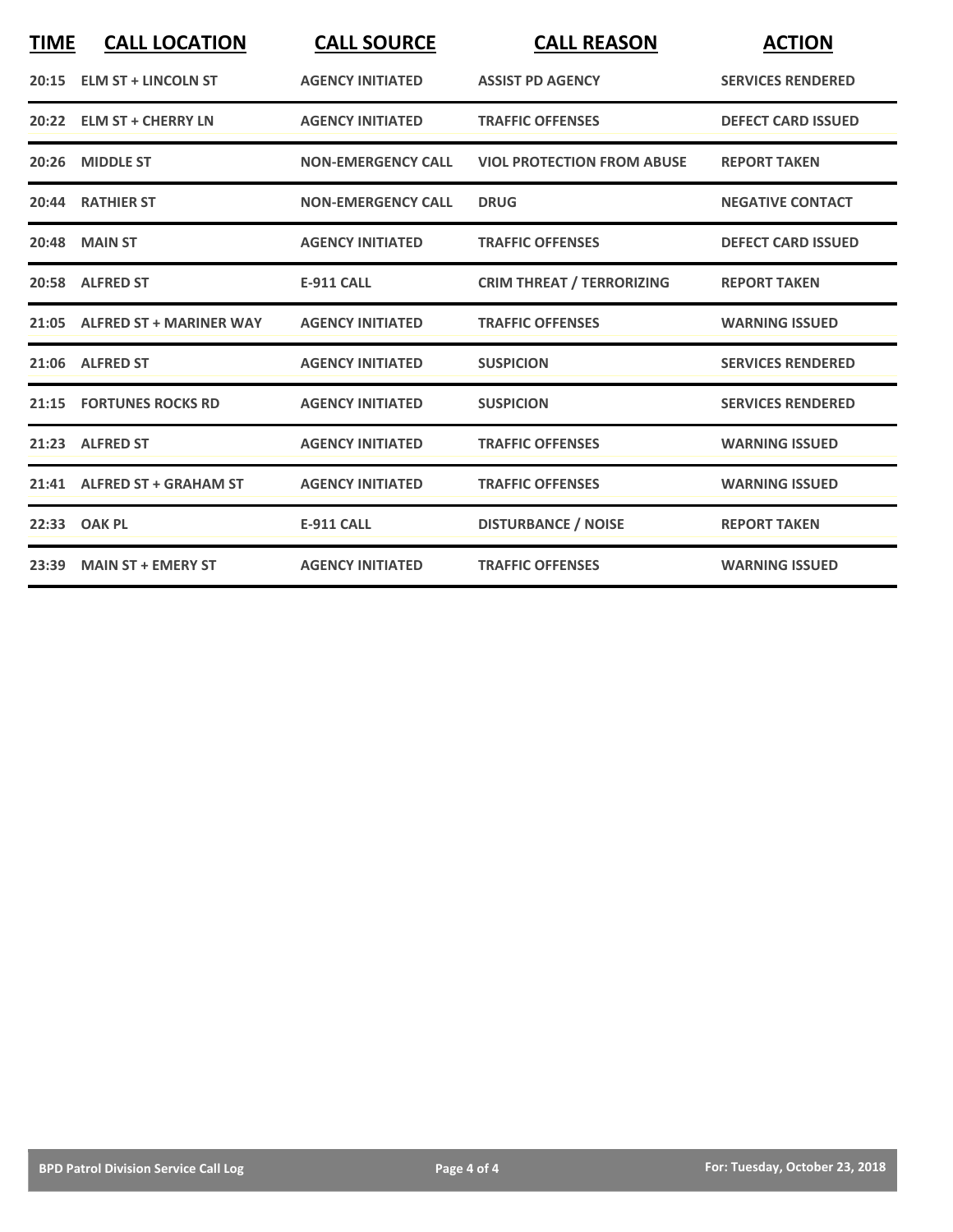| TIME | CALL LOCATION | CALL SOURCE | CALL REASON | ACTION |
|---|---|---|---|---|
| 20:15 | ELM ST + LINCOLN ST | AGENCY INITIATED | ASSIST PD AGENCY | SERVICES RENDERED |
| 20:22 | ELM ST + CHERRY LN | AGENCY INITIATED | TRAFFIC OFFENSES | DEFECT CARD ISSUED |
| 20:26 | MIDDLE ST | NON-EMERGENCY CALL | VIOL PROTECTION FROM ABUSE | REPORT TAKEN |
| 20:44 | RATHIER ST | NON-EMERGENCY CALL | DRUG | NEGATIVE CONTACT |
| 20:48 | MAIN ST | AGENCY INITIATED | TRAFFIC OFFENSES | DEFECT CARD ISSUED |
| 20:58 | ALFRED ST | E-911 CALL | CRIM THREAT / TERRORIZING | REPORT TAKEN |
| 21:05 | ALFRED ST + MARINER WAY | AGENCY INITIATED | TRAFFIC OFFENSES | WARNING ISSUED |
| 21:06 | ALFRED ST | AGENCY INITIATED | SUSPICION | SERVICES RENDERED |
| 21:15 | FORTUNES ROCKS RD | AGENCY INITIATED | SUSPICION | SERVICES RENDERED |
| 21:23 | ALFRED ST | AGENCY INITIATED | TRAFFIC OFFENSES | WARNING ISSUED |
| 21:41 | ALFRED ST + GRAHAM ST | AGENCY INITIATED | TRAFFIC OFFENSES | WARNING ISSUED |
| 22:33 | OAK PL | E-911 CALL | DISTURBANCE / NOISE | REPORT TAKEN |
| 23:39 | MAIN ST + EMERY ST | AGENCY INITIATED | TRAFFIC OFFENSES | WARNING ISSUED |